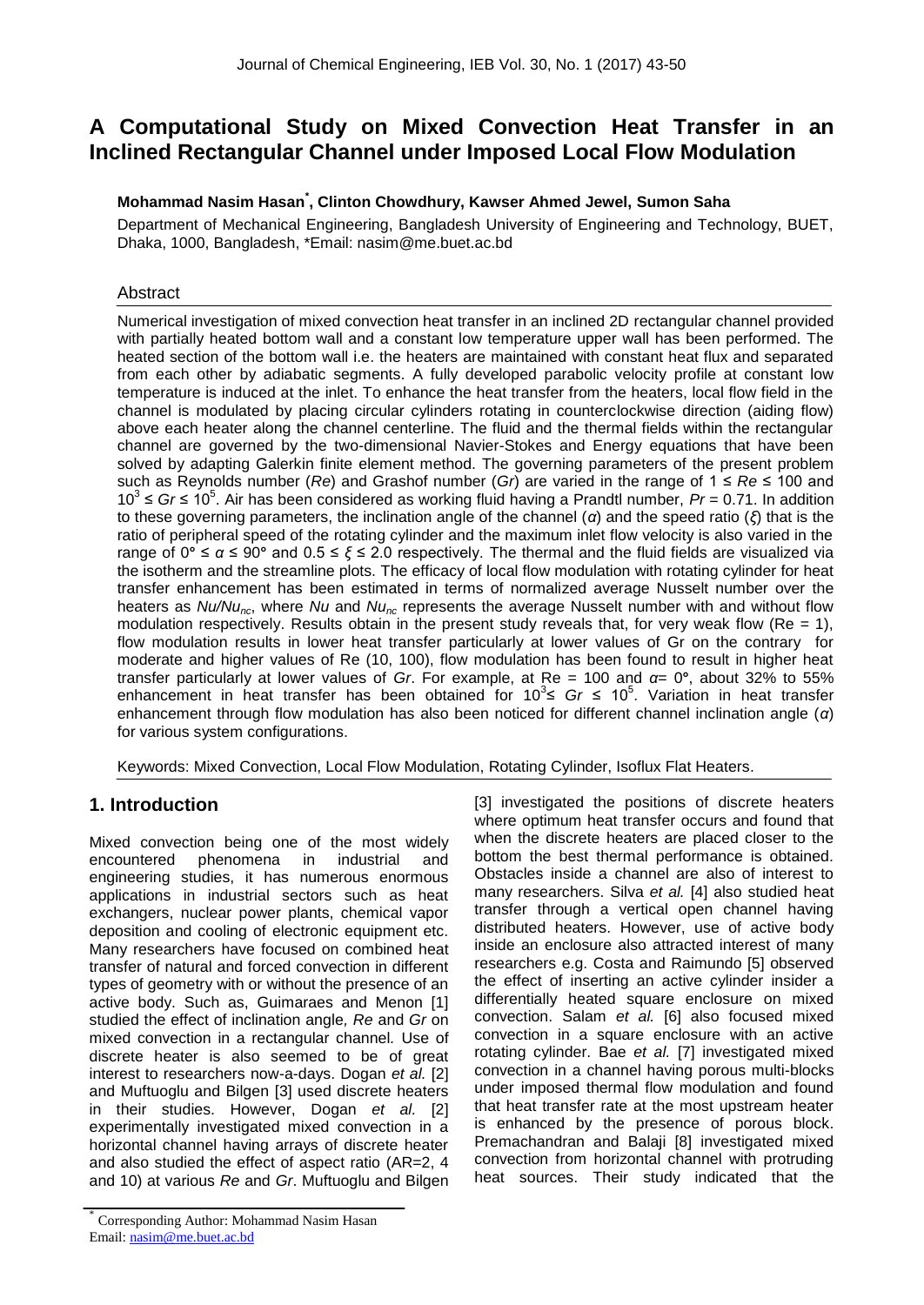# A Computational Study on Mixed Convection Heat Transfer in an Inclined Rectangular Channel under Imposed Local Flow Modulation

**Mohammad Nasim Hasan*, Clinton Chowdhury, Kawser Ahmed Jewel, Sumon Saha**

Department of Mechanical Engineering, Bangladesh University of Engineering and Technology, BUET, Dhaka, 1000, Bangladesh, *Email: nasim@me.buet.ac.bd

## Abstract

Numerical investigation of mixed convection heat transfer in an inclined 2D rectangular channel provided with partially heated bottom wall and a constant low temperature upper wall has been performed. The heated section of the bottom wall i.e. the heaters are maintained with constant heat flux and separated from each other by adiabatic segments. A fully developed parabolic velocity profile at constant low temperature is induced at the inlet. To enhance the heat transfer from the heaters, local flow field in the channel is modulated by placing circular cylinders rotating in counterclockwise direction (aiding flow) above each heater along the channel centerline. The fluid and the thermal fields within the rectangular channel are governed by the two-dimensional Navier-Stokes and Energy equations that have been solved by adapting Galerkin finite element method. The governing parameters of the present problem such as Reynolds number (*Re*) and Grashof number (*Gr*) are varied in the range of $1 \le Re \le 100$ and $10^3 \le Gr \le 10^5$. Air has been considered as working fluid having a Prandtl number, $Pr = 0.71$. In addition to these governing parameters, the inclination angle of the channel ($\alpha$) and the speed ratio ($\xi$) that is the ratio of peripheral speed of the rotating cylinder and the maximum inlet flow velocity is also varied in the range of $0° \le \alpha \le 90°$ and $0.5 \le \xi \le 2.0$ respectively. The thermal and the fluid fields are visualized via the isotherm and the streamline plots. The efficacy of local flow modulation with rotating cylinder for heat transfer enhancement has been estimated in terms of normalized average Nusselt number over the heaters as $Nu/Nu_{nc}$, where $Nu$ and $Nu_{nc}$ represents the average Nusselt number with and without flow modulation respectively. Results obtain in the present study reveals that, for very weak flow (Re = 1), flow modulation results in lower heat transfer particularly at lower values of Gr on the contrary for moderate and higher values of Re (10, 100), flow modulation has been found to result in higher heat transfer particularly at lower values of *Gr*. For example, at Re = 100 and $\alpha = 0°$, about 32% to 55% enhancement in heat transfer has been obtained for $10^3 \le Gr \le 10^5$. Variation in heat transfer enhancement through flow modulation has also been noticed for different channel inclination angle ($\alpha$) for various system configurations.

Keywords: Mixed Convection, Local Flow Modulation, Rotating Cylinder, Isoflux Flat Heaters.

## 1. Introduction

Mixed convection being one of the most widely encountered phenomena in industrial and engineering studies, it has numerous enormous applications in industrial sectors such as heat exchangers, nuclear power plants, chemical vapor deposition and cooling of electronic equipment etc. Many researchers have focused on combined heat transfer of natural and forced convection in different types of geometry with or without the presence of an active body. Such as, Guimaraes and Menon [1] studied the effect of inclination angle, *Re* and *Gr* on mixed convection in a rectangular channel. Use of discrete heater is also seemed to be of great interest to researchers now-a-days. Dogan *et al.* [2] and Muftuoglu and Bilgen [3] used discrete heaters in their studies. However, Dogan *et al.* [2] experimentally investigated mixed convection in a horizontal channel having arrays of discrete heater and also studied the effect of aspect ratio (AR=2, 4 and 10) at various *Re* and *Gr*. Muftuoglu and Bilgen [3] investigated the positions of discrete heaters where optimum heat transfer occurs and found that when the discrete heaters are placed closer to the bottom the best thermal performance is obtained. Obstacles inside a channel are also of interest to many researchers. Silva *et al.* [4] also studied heat transfer through a vertical open channel having distributed heaters. However, use of active body inside an enclosure also attracted interest of many researchers e.g. Costa and Raimundo [5] observed the effect of inserting an active cylinder insider a differentially heated square enclosure on mixed convection. Salam *et al.* [6] also focused mixed convection in a square enclosure with an active rotating cylinder. Bae *et al.* [7] investigated mixed convection in a channel having porous multi-blocks under imposed thermal flow modulation and found that heat transfer rate at the most upstream heater is enhanced by the presence of porous block. Premachandran and Balaji [8] investigated mixed convection from horizontal channel with protruding heat sources. Their study indicated that the

* Corresponding Author: Mohammad Nasim Hasan
Email: nasim@me.buet.ac.bd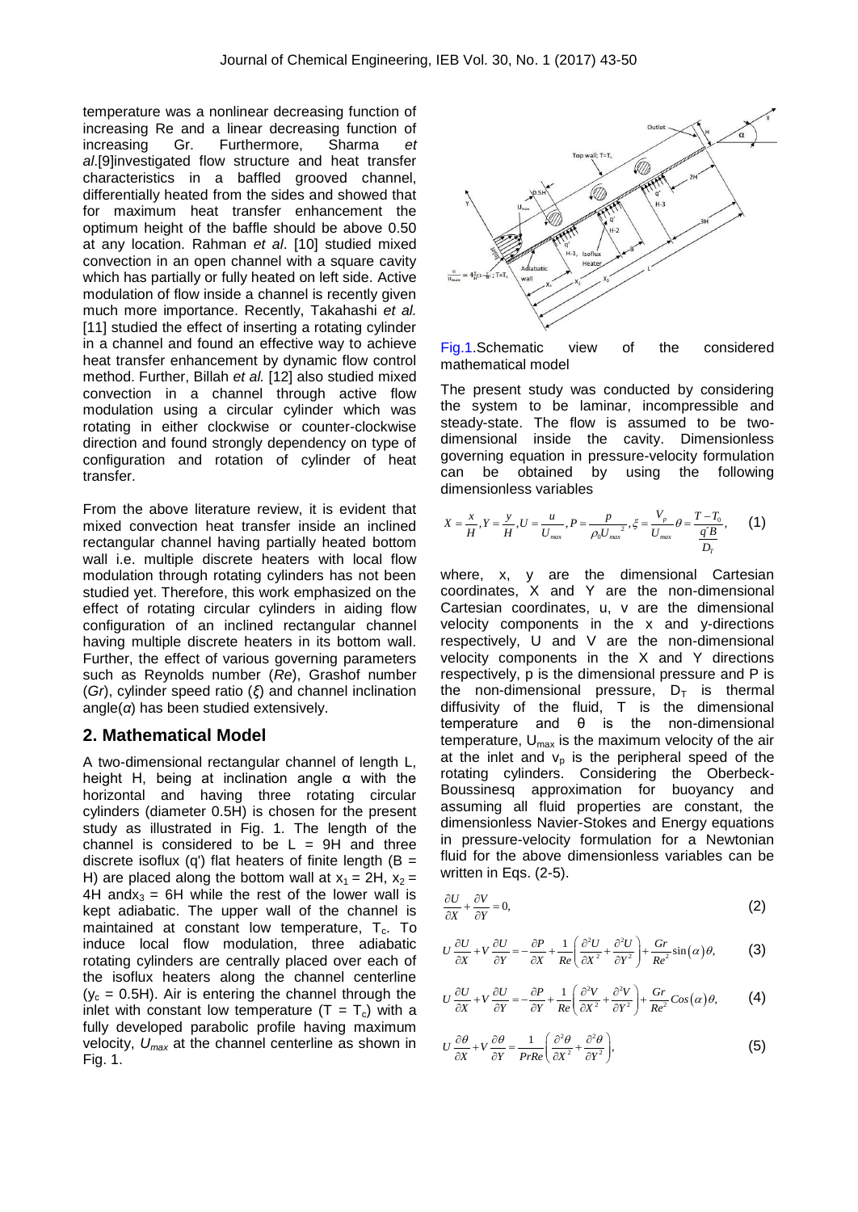temperature was a nonlinear decreasing function of increasing Re and a linear decreasing function of increasing Gr. Furthermore, Sharma *et al*.[9]investigated flow structure and heat transfer characteristics in a baffled grooved channel, differentially heated from the sides and showed that for maximum heat transfer enhancement the optimum height of the baffle should be above 0.50 at any location. Rahman *et al*. [10] studied mixed convection in an open channel with a square cavity which has partially or fully heated on left side. Active modulation of flow inside a channel is recently given much more importance. Recently, Takahashi *et al.* [11] studied the effect of inserting a rotating cylinder in a channel and found an effective way to achieve heat transfer enhancement by dynamic flow control method. Further, Billah *et al.* [12] also studied mixed convection in a channel through active flow modulation using a circular cylinder which was rotating in either clockwise or counter-clockwise direction and found strongly dependency on type of configuration and rotation of cylinder of heat transfer.

From the above literature review, it is evident that mixed convection heat transfer inside an inclined rectangular channel having partially heated bottom wall i.e. multiple discrete heaters with local flow modulation through rotating cylinders has not been studied yet. Therefore, this work emphasized on the effect of rotating circular cylinders in aiding flow configuration of an inclined rectangular channel having multiple discrete heaters in its bottom wall. Further, the effect of various governing parameters such as Reynolds number (*Re*), Grashof number (*Gr*), cylinder speed ratio ($\xi$) and channel inclination angle($\alpha$) has been studied extensively.

## 2. Mathematical Model

A two-dimensional rectangular channel of length L, height H, being at inclination angle α with the horizontal and having three rotating circular cylinders (diameter 0.5H) is chosen for the present study as illustrated in Fig. 1. The length of the channel is considered to be L = 9H and three discrete isoflux (q') flat heaters of finite length (B = H) are placed along the bottom wall at $x_1$ = 2H, $x_2$ = 4H and$x_3$ = 6H while the rest of the lower wall is kept adiabatic. The upper wall of the channel is maintained at constant low temperature, $T_c$. To induce local flow modulation, three adiabatic rotating cylinders are centrally placed over each of the isoflux heaters along the channel centerline ($y_c$ = 0.5H). Air is entering the channel through the inlet with constant low temperature ($T = T_c$) with a fully developed parabolic profile having maximum velocity, $U_{max}$ at the channel centerline as shown in Fig. 1.

Fig.1.Schematic view of the considered mathematical model

The present study was conducted by considering the system to be laminar, incompressible and steady-state. The flow is assumed to be two-dimensional inside the cavity. Dimensionless governing equation in pressure-velocity formulation can be obtained by using the following dimensionless variables

$$X=\frac{x}{H}, Y=\frac{y}{H}, U=\frac{u}{U_{max}}, P=\frac{p}{\rho_0 U_{max}^{\ 2}}, \xi=\frac{V_p}{U_{max}} \theta=\frac{T-T_0}{\frac{q'B}{D_T}}, \quad (1)$$

where, x, y are the dimensional Cartesian coordinates, X and Y are the non-dimensional Cartesian coordinates, u, v are the dimensional velocity components in the x and y-directions respectively, U and V are the non-dimensional velocity components in the X and Y directions respectively, p is the dimensional pressure and P is the non-dimensional pressure, $D_T$ is thermal diffusivity of the fluid, T is the dimensional temperature and θ is the non-dimensional temperature, $U_{max}$ is the maximum velocity of the air at the inlet and $v_p$ is the peripheral speed of the rotating cylinders. Considering the Oberbeck-Boussinesq approximation for buoyancy and assuming all fluid properties are constant, the dimensionless Navier-Stokes and Energy equations in pressure-velocity formulation for a Newtonian fluid for the above dimensionless variables can be written in Eqs. (2-5).

$$\frac{\partial U}{\partial X}+\frac{\partial V}{\partial Y}=0, \quad (2)$$

$$U\frac{\partial U}{\partial X}+V\frac{\partial U}{\partial Y}=-\frac{\partial P}{\partial X}+\frac{1}{Re}\left(\frac{\partial^2 U}{\partial X^2}+\frac{\partial^2 U}{\partial Y^2}\right)+\frac{Gr}{Re^2}\sin(\alpha)\theta, \quad (3)$$

$$U\frac{\partial U}{\partial X}+V\frac{\partial U}{\partial Y}=-\frac{\partial P}{\partial Y}+\frac{1}{Re}\left(\frac{\partial^2 V}{\partial X^2}+\frac{\partial^2 V}{\partial Y^2}\right)+\frac{Gr}{Re^2}Cos(\alpha)\theta, \quad (4)$$

$$U\frac{\partial \theta}{\partial X}+V\frac{\partial \theta}{\partial Y}=\frac{1}{PrRe}\left(\frac{\partial^2 \theta}{\partial X^2}+\frac{\partial^2 \theta}{\partial Y^2}\right), \quad (5)$$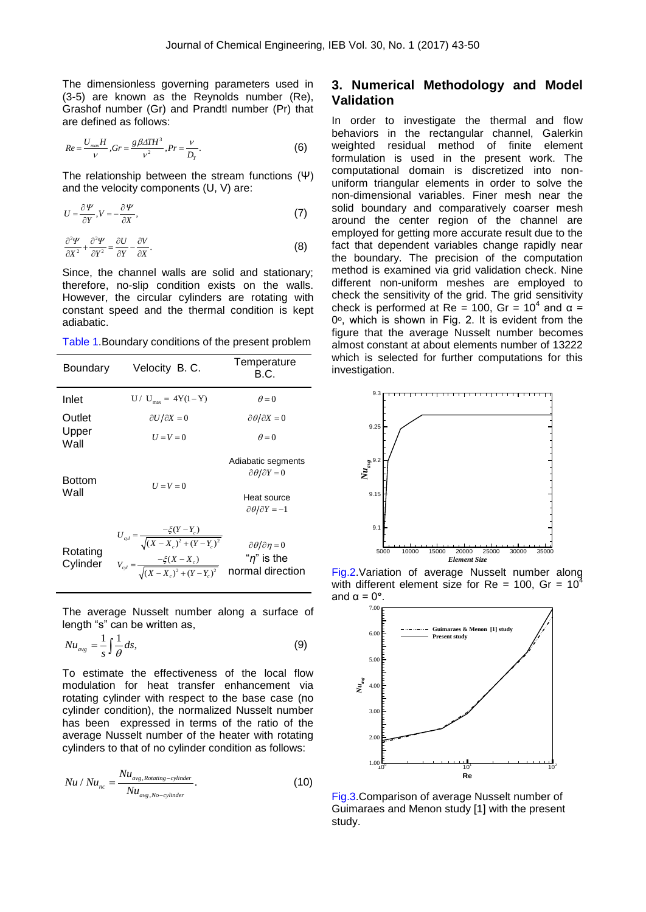The dimensionless governing parameters used in (3-5) are known as the Reynolds number (Re), Grashof number (Gr) and Prandtl number (Pr) that are defined as follows:

$$Re = \frac{U_{max} H}{\nu}, Gr = \frac{g\beta \Delta T H^3}{\nu^2}, Pr = \frac{\nu}{D_T}. \tag{6}$$

The relationship between the stream functions (Ψ) and the velocity components (U, V) are:

$$U = \frac{\partial \Psi}{\partial Y}, V = -\frac{\partial \Psi}{\partial X}, \tag{7}$$

$$\frac{\partial^2 \Psi}{\partial X^2} + \frac{\partial^2 \Psi}{\partial Y^2} = \frac{\partial U}{\partial Y} - \frac{\partial V}{\partial X}. \tag{8}$$

Since, the channel walls are solid and stationary; therefore, no-slip condition exists on the walls. However, the circular cylinders are rotating with constant speed and the thermal condition is kept adiabatic.

Table 1.Boundary conditions of the present problem

| Boundary | Velocity B. C. | Temperature B.C. |
|---|---|---|
| Inlet | $U/U_{max} = 4Y(1-Y)$ | $\theta = 0$ |
| Outlet | $\partial U/\partial X = 0$ | $\partial \theta/\partial X = 0$ |
| Upper Wall | $U = V = 0$ | $\theta = 0$ |
| Bottom Wall | $U = V = 0$ | Adiabatic segments $\partial \theta/\partial Y = 0$; Heat source $\partial \theta/\partial Y = -1$ |
| Rotating Cylinder | $U_{cyl} = \frac{-\xi(Y-Y_c)}{\sqrt{(X-X_c)^2+(Y-Y_c)^2}}$, $V_{cyl} = \frac{-\xi(X-X_c)}{\sqrt{(X-X_c)^2+(Y-Y_c)^2}}$ | $\partial \theta/\partial \eta = 0$ "$\eta$" is the normal direction |

The average Nusselt number along a surface of length "s" can be written as,

$$Nu_{avg} = \frac{1}{s}\int \frac{1}{\theta} ds, \tag{9}$$

To estimate the effectiveness of the local flow modulation for heat transfer enhancement via rotating cylinder with respect to the base case (no cylinder condition), the normalized Nusselt number has been expressed in terms of the ratio of the average Nusselt number of the heater with rotating cylinders to that of no cylinder condition as follows:

$$Nu/Nu_{nc} = \frac{Nu_{avg,Rotating-cylinder}}{Nu_{avg,No-cylinder}}. \tag{10}$$

## 3. Numerical Methodology and Model Validation

In order to investigate the thermal and flow behaviors in the rectangular channel, Galerkin weighted residual method of finite element formulation is used in the present work. The computational domain is discretized into non-uniform triangular elements in order to solve the non-dimensional variables. Finer mesh near the solid boundary and comparatively coarser mesh around the center region of the channel are employed for getting more accurate result due to the fact that dependent variables change rapidly near the boundary. The precision of the computation method is examined via grid validation check. Nine different non-uniform meshes are employed to check the sensitivity of the grid. The grid sensitivity check is performed at Re = 100, Gr = $10^4$ and $\alpha$ = 0°, which is shown in Fig. 2. It is evident from the figure that the average Nusselt number becomes almost constant at about elements number of 13222 which is selected for further computations for this investigation.

Fig.2.Variation of average Nusselt number along with different element size for Re = 100, Gr = $10^4$ and $\alpha$ = 0°.

Fig.3.Comparison of average Nusselt number of Guimaraes and Menon study [1] with the present study.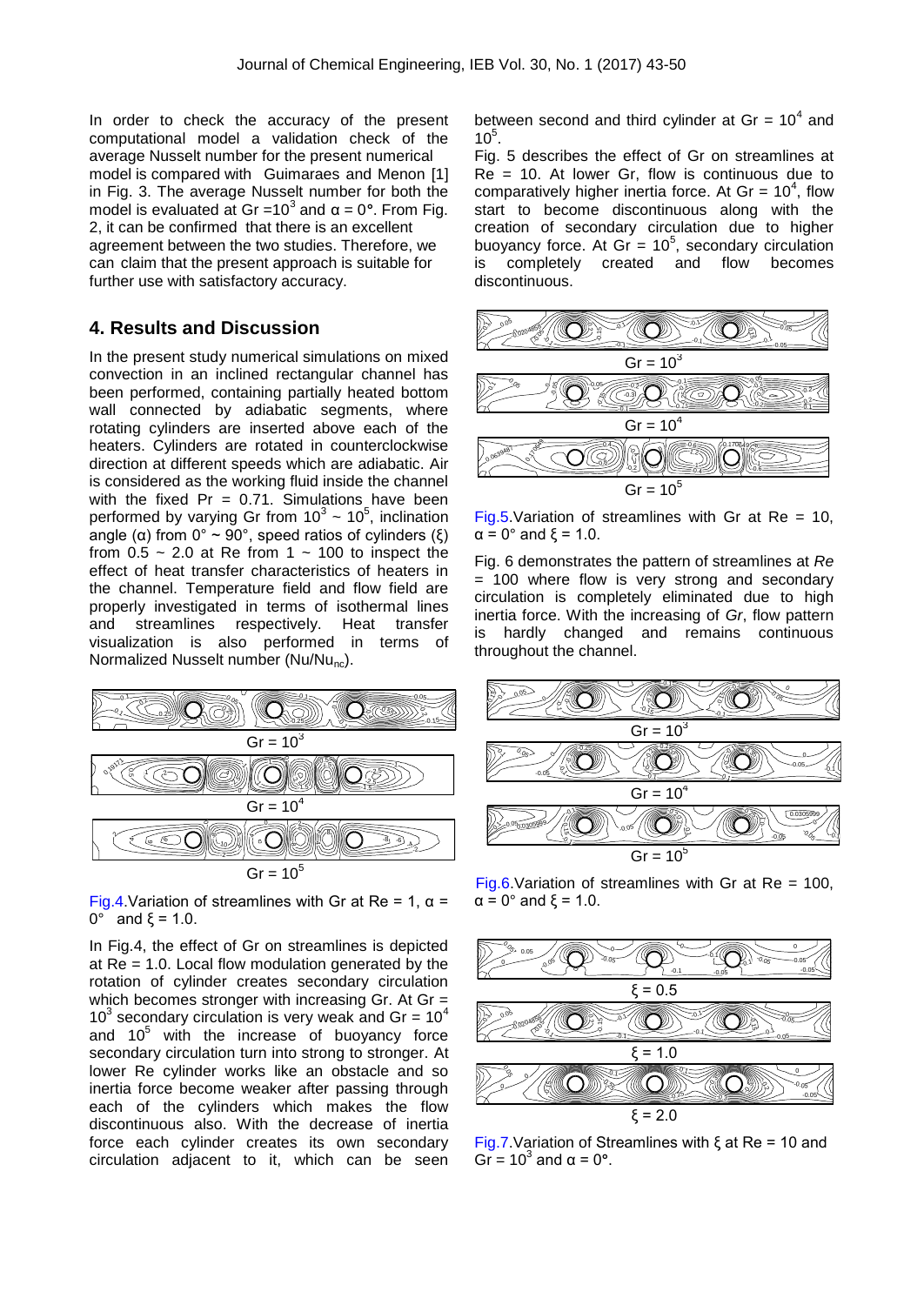In order to check the accuracy of the present computational model a validation check of the average Nusselt number for the present numerical model is compared with Guimaraes and Menon [1] in Fig. 3. The average Nusselt number for both the model is evaluated at $Gr = 10^3$ and $\alpha = 0°$. From Fig. 2, it can be confirmed that there is an excellent agreement between the two studies. Therefore, we can claim that the present approach is suitable for further use with satisfactory accuracy.

## 4. Results and Discussion

In the present study numerical simulations on mixed convection in an inclined rectangular channel has been performed, containing partially heated bottom wall connected by adiabatic segments, where rotating cylinders are inserted above each of the heaters. Cylinders are rotated in counterclockwise direction at different speeds which are adiabatic. Air is considered as the working fluid inside the channel with the fixed Pr = 0.71. Simulations have been performed by varying Gr from $10^3 \sim 10^5$, inclination angle ($\alpha$) from $0° \sim 90°$, speed ratios of cylinders ($\xi$) from $0.5 \sim 2.0$ at Re from $1 \sim 100$ to inspect the effect of heat transfer characteristics of heaters in the channel. Temperature field and flow field are properly investigated in terms of isothermal lines and streamlines respectively. Heat transfer visualization is also performed in terms of Normalized Nusselt number ($Nu/Nu_{nc}$).

Fig.4. Variation of streamlines with Gr at Re = 1, $\alpha = 0°$ and $\xi = 1.0$.

In Fig.4, the effect of Gr on streamlines is depicted at Re = 1.0. Local flow modulation generated by the rotation of cylinder creates secondary circulation which becomes stronger with increasing Gr. At $Gr = 10^3$ secondary circulation is very weak and $Gr = 10^4$ and $10^5$ with the increase of buoyancy force secondary circulation turn into to stronger. At lower Re cylinder works like an obstacle and so inertia force become weaker after passing through each of the cylinders which makes the flow discontinuous also. With the decrease of inertia force each cylinder creates its own secondary circulation adjacent to it, which can be seen between second and third cylinder at $Gr = 10^4$ and $10^5$.

Fig. 5 describes the effect of Gr on streamlines at Re = 10. At lower Gr, flow is continuous due to comparatively higher inertia force. At $Gr = 10^4$, flow start to become discontinuous along with the creation of secondary circulation due to higher buoyancy force. At $Gr = 10^5$, secondary circulation is completely created and flow becomes discontinuous.

Fig.5. Variation of streamlines with Gr at Re = 10, $\alpha = 0°$ and $\xi = 1.0$.

Fig. 6 demonstrates the pattern of streamlines at *Re* = 100 where flow is very strong and secondary circulation is completely eliminated due to high inertia force. With the increasing of *Gr*, flow pattern is hardly changed and remains continuous throughout the channel.

Fig.6. Variation of streamlines with Gr at Re = 100, $\alpha = 0°$ and $\xi = 1.0$.

Fig.7. Variation of Streamlines with $\xi$ at Re = 10 and $Gr = 10^3$ and $\alpha = 0°$.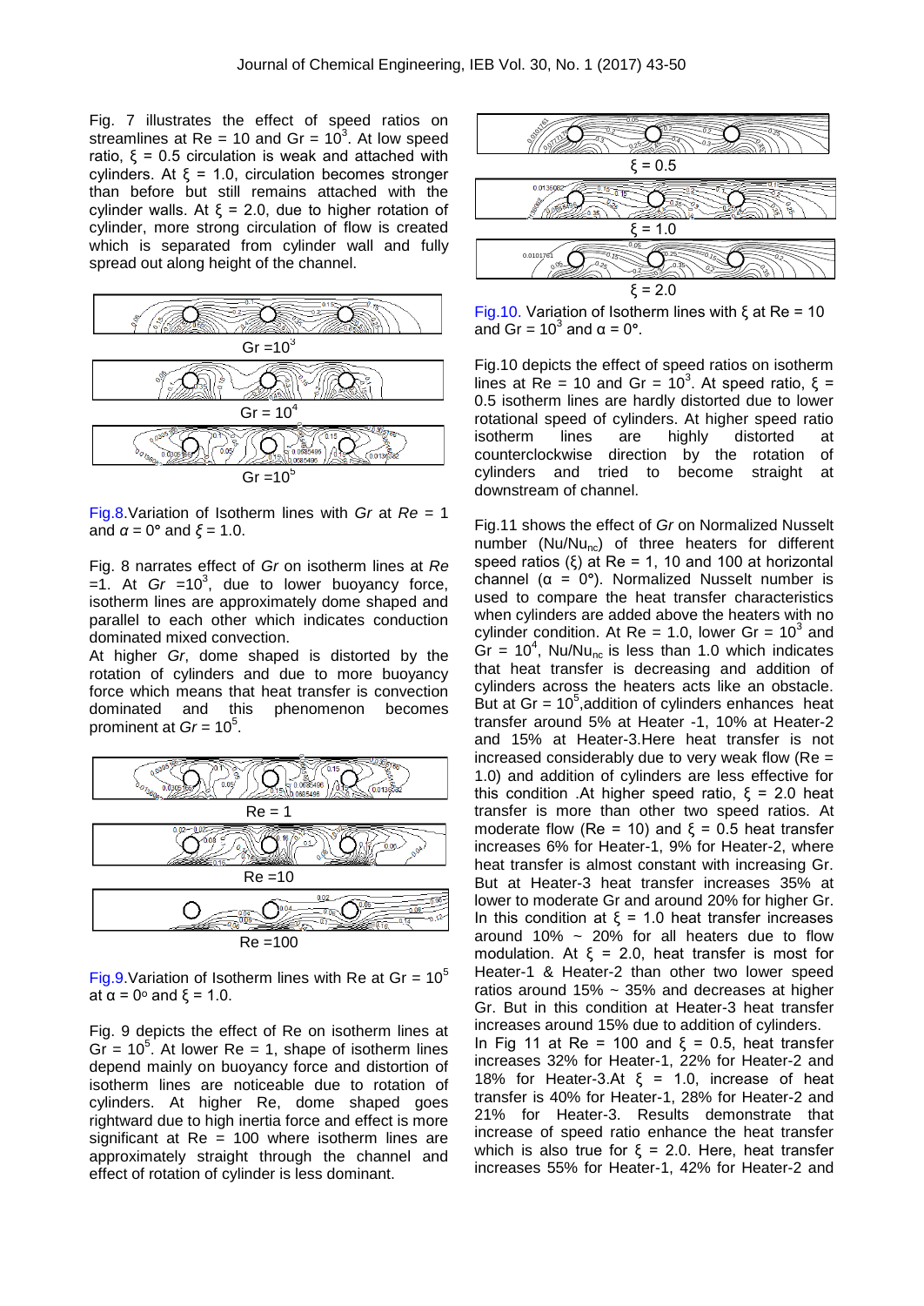Fig. 7 illustrates the effect of speed ratios on streamlines at Re = 10 and Gr = $10^3$. At low speed ratio, $\xi$ = 0.5 circulation is weak and attached with cylinders. At $\xi$ = 1.0, circulation becomes stronger than before but still remains attached with the cylinder walls. At $\xi$ = 2.0, due to higher rotation of cylinder, more strong circulation of flow is created which is separated from cylinder wall and fully spread out along height of the channel.

Fig.8.Variation of Isotherm lines with *Gr* at *Re* = 1 and $\alpha$ = 0° and $\xi$ = 1.0.

Fig. 8 narrates effect of *Gr* on isotherm lines at *Re* =1. At *Gr* =$10^3$, due to lower buoyancy force, isotherm lines are approximately dome shaped and parallel to each other which indicates conduction dominated mixed convection.

At higher *Gr*, dome shaped is distorted by the rotation of cylinders and due to more buoyancy force which means that heat transfer is convection dominated and this phenomenon becomes prominent at *Gr* = $10^5$.

Fig.9.Variation of Isotherm lines with Re at Gr = $10^5$ at $\alpha$ = 0° and $\xi$ = 1.0.

Fig. 9 depicts the effect of Re on isotherm lines at Gr = $10^5$. At lower Re = 1, shape of isotherm lines depend mainly on buoyancy force and distortion of isotherm lines are noticeable due to rotation of cylinders. At higher Re, dome shaped goes rightward due to high inertia force and effect is more significant at Re = 100 where isotherm lines are approximately straight through the channel and effect of rotation of cylinder is less dominant.

Fig.10. Variation of Isotherm lines with $\xi$ at Re = 10 and Gr = $10^3$ and $\alpha$ = 0°.

Fig.10 depicts the effect of speed ratios on isotherm lines at Re = 10 and Gr = $10^3$. At speed ratio, $\xi$ = 0.5 isotherm lines are hardly distorted due to lower rotational speed of cylinders. At higher speed ratio isotherm lines are highly distorted at counterclockwise direction by the rotation of cylinders and tried to become straight at downstream of channel.

Fig.11 shows the effect of *Gr* on Normalized Nusselt number ($Nu/Nu_{nc}$) of three heaters for different speed ratios ($\xi$) at Re = 1, 10 and 100 at horizontal channel ($\alpha$ = 0°). Normalized Nusselt number is used to compare the heat transfer characteristics when cylinders are added above the heaters with no cylinder condition. At Re = 1.0, lower Gr = $10^3$ and Gr = $10^4$, $Nu/Nu_{nc}$ is less than 1.0 which indicates that heat transfer is decreasing and addition of cylinders across the heaters acts like an obstacle. But at Gr = $10^5$,addition of cylinders enhances heat transfer around 5% at Heater -1, 10% at Heater-2 and 15% at Heater-3.Here heat transfer is not increased considerably due to very weak flow (Re = 1.0) and addition of cylinders are less effective for this condition .At higher speed ratio, $\xi$ = 2.0 heat transfer is more than other two speed ratios. At moderate flow (Re = 10) and $\xi$ = 0.5 heat transfer increases 6% for Heater-1, 9% for Heater-2, where heat transfer is almost constant with increasing Gr. But at Heater-3 heat transfer increases 35% at lower to moderate Gr and around 20% for higher Gr. In this condition at $\xi$ = 1.0 heat transfer increases around 10% ~ 20% for all heaters due to flow modulation. At $\xi$ = 2.0, heat transfer is most for Heater-1 & Heater-2 than other two lower speed ratios around 15% ~ 35% and decreases at higher Gr. But in this condition at Heater-3 heat transfer increases around 15% due to addition of cylinders.

In Fig 11 at Re = 100 and $\xi$ = 0.5, heat transfer increases 32% for Heater-1, 22% for Heater-2 and 18% for Heater-3.At $\xi$ = 1.0, increase of heat transfer is 40% for Heater-1, 28% for Heater-2 and 21% for Heater-3. Results demonstrate that increase of speed ratio enhance the heat transfer which is also true for $\xi$ = 2.0. Here, heat transfer increases 55% for Heater-1, 42% for Heater-2 and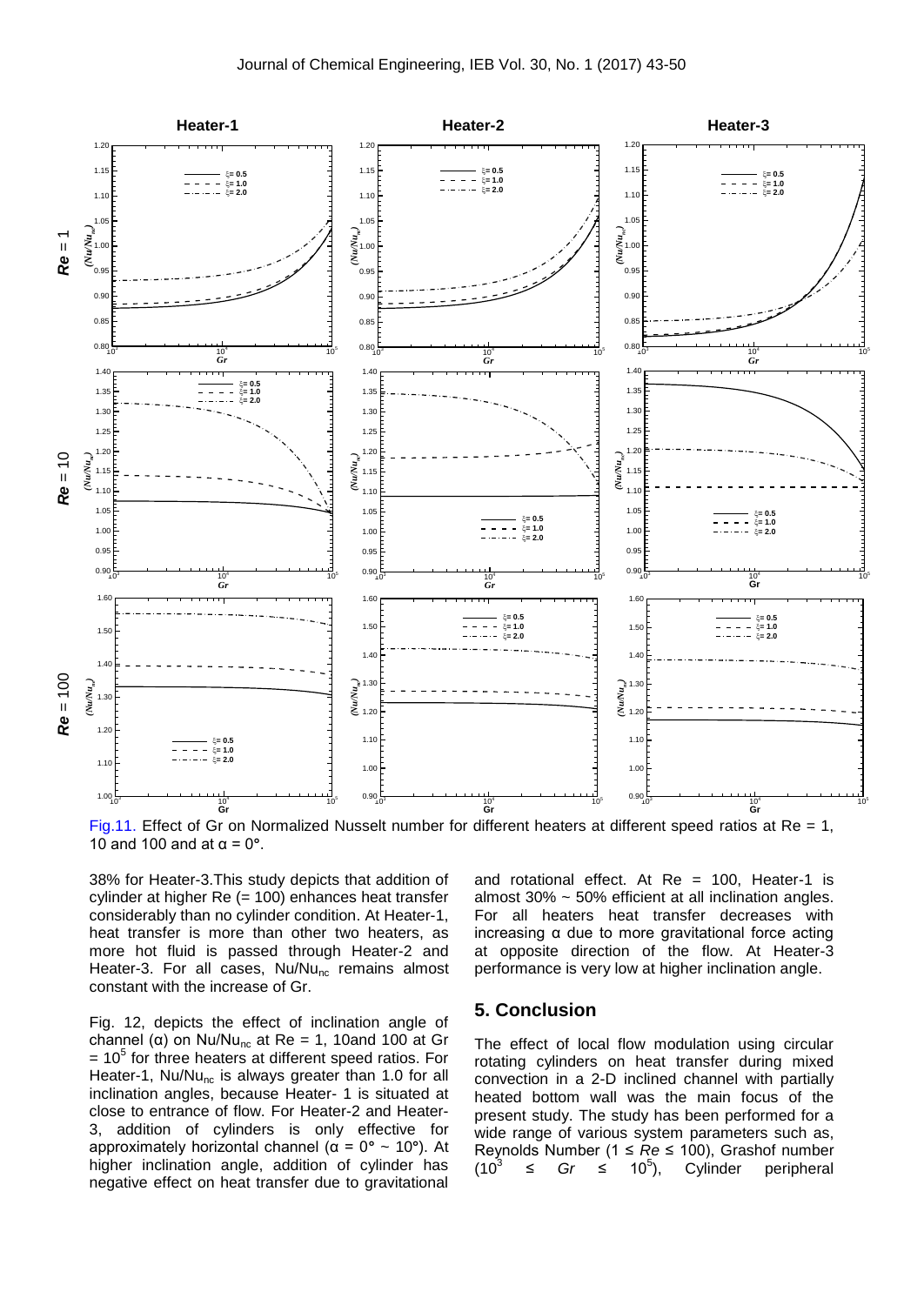Fig.11. Effect of Gr on Normalized Nusselt number for different heaters at different speed ratios at Re = 1, 10 and 100 and at α = 0°.

38% for Heater-3.This study depicts that addition of cylinder at higher Re (= 100) enhances heat transfer considerably than no cylinder condition. At Heater-1, heat transfer is more than other two heaters, as more hot fluid is passed through Heater-2 and Heater-3. For all cases, $Nu/Nu_{nc}$ remains almost constant with the increase of Gr.

Fig. 12, depicts the effect of inclination angle of channel (α) on $Nu/Nu_{nc}$ at Re = 1, 10and 100 at Gr = $10^5$ for three heaters at different speed ratios. For Heater-1, $Nu/Nu_{nc}$ is always greater than 1.0 for all inclination angles, because Heater- 1 is situated at close to entrance of flow. For Heater-2 and Heater-3, addition of cylinders is only effective for approximately horizontal channel (α = 0° ~ 10°). At higher inclination angle, addition of cylinder has negative effect on heat transfer due to gravitational and rotational effect. At Re = 100, Heater-1 is almost 30% ~ 50% efficient at all inclination angles. For all heaters heat transfer decreases with increasing α due to more gravitational force acting at opposite direction of the flow. At Heater-3 performance is very low at higher inclination angle.

## 5. Conclusion

The effect of local flow modulation using circular rotating cylinders on heat transfer during mixed convection in a 2-D inclined channel with partially heated bottom wall was the main focus of the present study. The study has been performed for a wide range of various system parameters such as, Reynolds Number ($1 \leq Re \leq 100$), Grashof number ($10^3 \leq Gr \leq 10^5$), Cylinder peripheral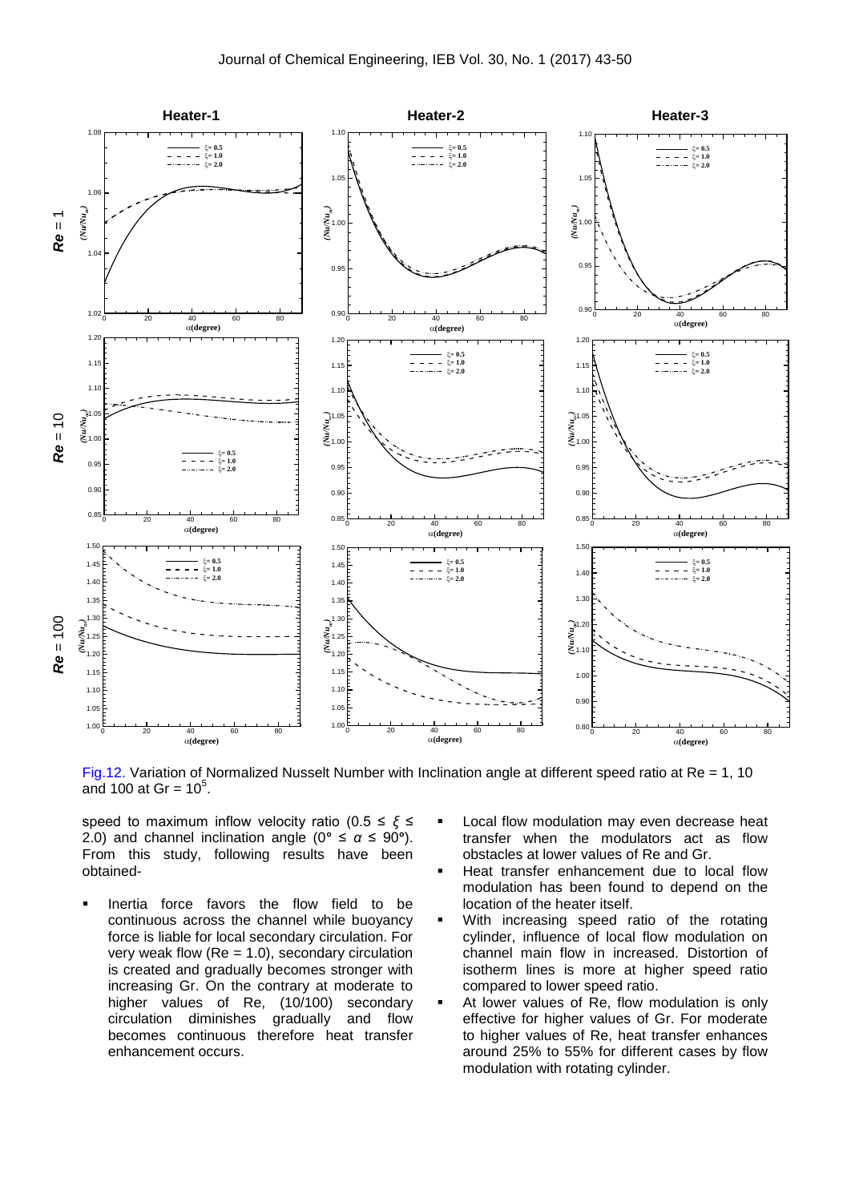Fig.12. Variation of Normalized Nusselt Number with Inclination angle at different speed ratio at Re = 1, 10 and 100 at Gr = $10^5$.

speed to maximum inflow velocity ratio ($0.5 \leq \xi \leq 2.0$) and channel inclination angle ($0° \leq \alpha \leq 90°$). From this study, following results have been obtained-

- Inertia force favors the flow field to be continuous across the channel while buoyancy force is liable for local secondary circulation. For very weak flow (Re = 1.0), secondary circulation is created and gradually becomes stronger with increasing Gr. On the contrary at moderate to higher values of Re, (10/100) secondary circulation diminishes gradually and flow becomes continuous therefore heat transfer enhancement occurs.
- Local flow modulation may even decrease heat transfer when the modulators act as flow obstacles at lower values of Re and Gr.
- Heat transfer enhancement due to local flow modulation has been found to depend on the location of the heater itself.
- With increasing speed ratio of the rotating cylinder, influence of local flow modulation on channel main flow in increased. Distortion of isotherm lines is more at higher speed ratio compared to lower speed ratio.
- At lower values of Re, flow modulation is only effective for higher values of Gr. For moderate to higher values of Re, heat transfer enhances around 25% to 55% for different cases by flow modulation with rotating cylinder.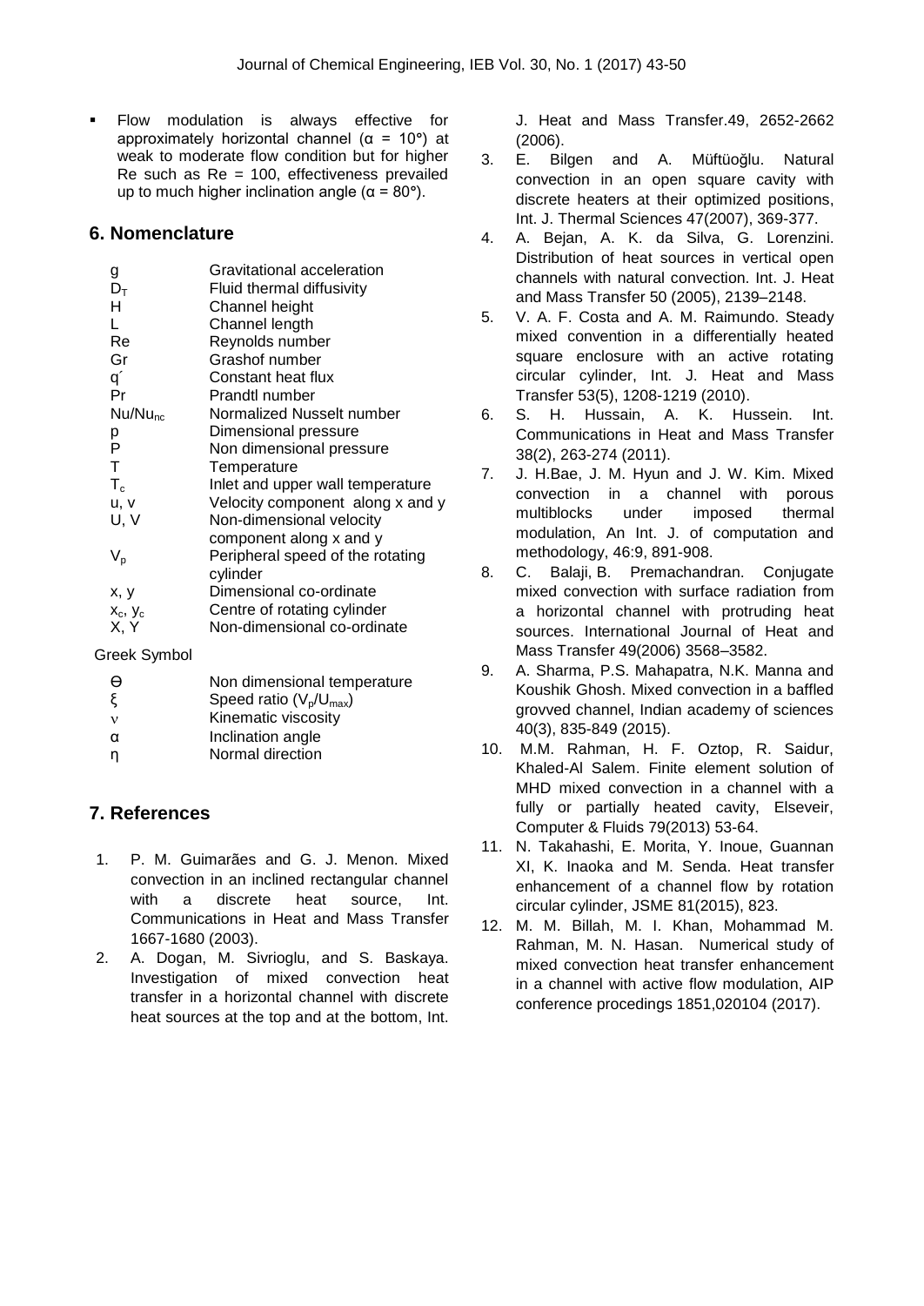- Flow modulation is always effective for approximately horizontal channel ($\alpha$ = 10°) at weak to moderate flow condition but for higher Re such as Re = 100, effectiveness prevailed up to much higher inclination angle ($\alpha$ = 80°).

## 6. Nomenclature

| | |
|---|---|
| $g$ | Gravitational acceleration |
| $D_T$ | Fluid thermal diffusivity |
| H | Channel height |
| L | Channel length |
| Re | Reynolds number |
| Gr | Grashof number |
| $q'$ | Constant heat flux |
| Pr | Prandtl number |
| $Nu/Nu_{nc}$ | Normalized Nusselt number |
| p | Dimensional pressure |
| P | Non dimensional pressure |
| T | Temperature |
| $T_c$ | Inlet and upper wall temperature |
| u, v | Velocity component along x and y |
| U, V | Non-dimensional velocity component along x and y |
| $V_p$ | Peripheral speed of the rotating cylinder |
| x, y | Dimensional co-ordinate |
| $x_c$, $y_c$ | Centre of rotating cylinder |
| X, Y | Non-dimensional co-ordinate |

Greek Symbol

| | |
|---|---|
| $\theta$ | Non dimensional temperature |
| $\xi$ | Speed ratio ($V_p/U_{max}$) |
| $\nu$ | Kinematic viscosity |
| $\alpha$ | Inclination angle |
| $\eta$ | Normal direction |

## 7. References

1. P. M. Guimarães and G. J. Menon. Mixed convection in an inclined rectangular channel with a discrete heat source, Int. Communications in Heat and Mass Transfer 1667-1680 (2003).
2. A. Dogan, M. Sivrioglu, and S. Baskaya. Investigation of mixed convection heat transfer in a horizontal channel with discrete heat sources at the top and at the bottom, Int. J. Heat and Mass Transfer.49, 2652-2662 (2006).
3. E. Bilgen and A. Müftüoğlu. Natural convection in an open square cavity with discrete heaters at their optimized positions, Int. J. Thermal Sciences 47(2007), 369-377.
4. A. Bejan, A. K. da Silva, G. Lorenzini. Distribution of heat sources in vertical open channels with natural convection. Int. J. Heat and Mass Transfer 50 (2005), 2139–2148.
5. V. A. F. Costa and A. M. Raimundo. Steady mixed convention in a differentially heated square enclosure with an active rotating circular cylinder, Int. J. Heat and Mass Transfer 53(5), 1208-1219 (2010).
6. S. H. Hussain, A. K. Hussein. Int. Communications in Heat and Mass Transfer 38(2), 263-274 (2011).
7. J. H.Bae, J. M. Hyun and J. W. Kim. Mixed convection in a channel with porous multiblocks under imposed thermal modulation, An Int. J. of computation and methodology, 46:9, 891-908.
8. C. Balaji, B. Premachandran. Conjugate mixed convection with surface radiation from a horizontal channel with protruding heat sources. International Journal of Heat and Mass Transfer 49(2006) 3568–3582.
9. A. Sharma, P.S. Mahapatra, N.K. Manna and Koushik Ghosh. Mixed convection in a baffled grovved channel, Indian academy of sciences 40(3), 835-849 (2015).
10. M.M. Rahman, H. F. Oztop, R. Saidur, Khaled-Al Salem. Finite element solution of MHD mixed convection in a channel with a fully or partially heated cavity, Elseveir, Computer & Fluids 79(2013) 53-64.
11. N. Takahashi, E. Morita, Y. Inoue, Guannan XI, K. Inaoka and M. Senda. Heat transfer enhancement of a channel flow by rotation circular cylinder, JSME 81(2015), 823.
12. M. M. Billah, M. I. Khan, Mohammad M. Rahman, M. N. Hasan. Numerical study of mixed convection heat transfer enhancement in a channel with active flow modulation, AIP conference procedings 1851,020104 (2017).